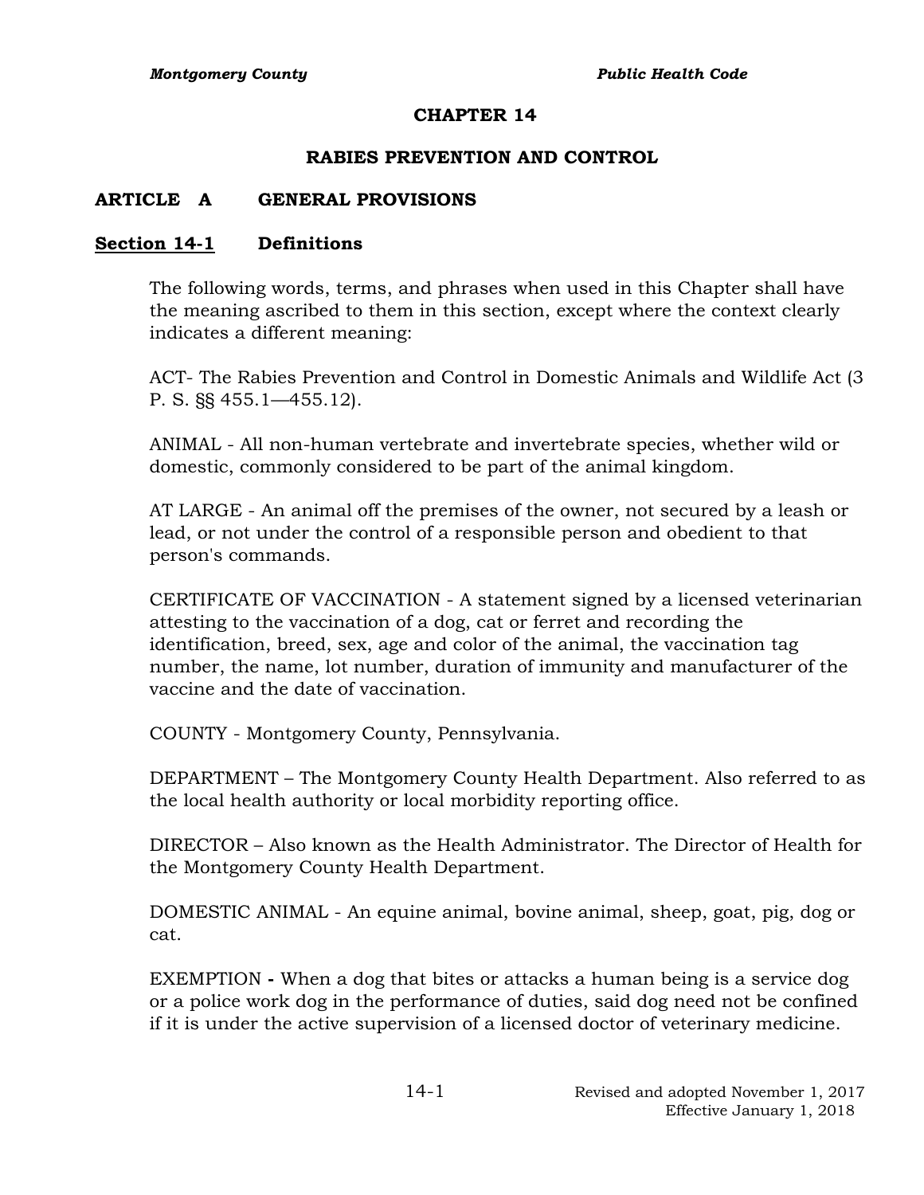# CHAPTER 14

## RABIES PREVENTION AND CONTROL

### ARTICLE A GENERAL PROVISIONS

#### Section 14-1 Definitions

The following words, terms, and phrases when used in this Chapter shall have the meaning ascribed to them in this section, except where the context clearly indicates a different meaning:

ACT- The Rabies Prevention and Control in Domestic Animals and Wildlife Act (3 P. S. §§ 455.1—455.12).

ANIMAL - All non-human vertebrate and invertebrate species, whether wild or domestic, commonly considered to be part of the animal kingdom.

AT LARGE - An animal off the premises of the owner, not secured by a leash or lead, or not under the control of a responsible person and obedient to that person's commands.

CERTIFICATE OF VACCINATION - A statement signed by a licensed veterinarian attesting to the vaccination of a dog, cat or ferret and recording the identification, breed, sex, age and color of the animal, the vaccination tag number, the name, lot number, duration of immunity and manufacturer of the vaccine and the date of vaccination.

COUNTY - Montgomery County, Pennsylvania.

DEPARTMENT – The Montgomery County Health Department. Also referred to as the local health authority or local morbidity reporting office.

DIRECTOR – Also known as the Health Administrator. The Director of Health for the Montgomery County Health Department.

DOMESTIC ANIMAL - An equine animal, bovine animal, sheep, goat, pig, dog or cat.

EXEMPTION **-** When a dog that bites or attacks a human being is a service dog or a police work dog in the performance of duties, said dog need not be confined if it is under the active supervision of a licensed doctor of veterinary medicine.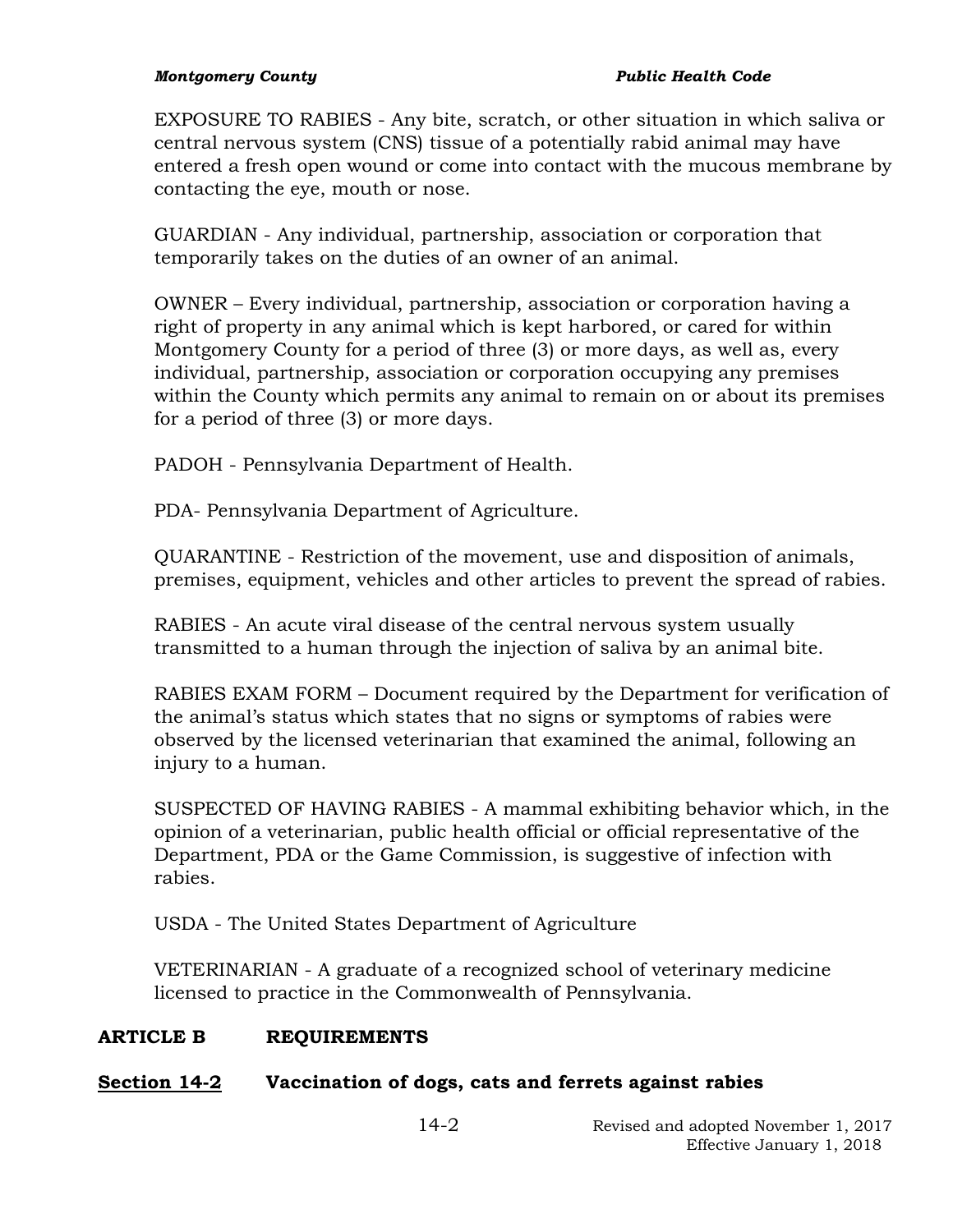EXPOSURE TO RABIES - Any bite, scratch, or other situation in which saliva or central nervous system (CNS) tissue of a potentially rabid animal may have entered a fresh open wound or come into contact with the mucous membrane by contacting the eye, mouth or nose.

GUARDIAN - Any individual, partnership, association or corporation that temporarily takes on the duties of an owner of an animal.

OWNER – Every individual, partnership, association or corporation having a right of property in any animal which is kept harbored, or cared for within Montgomery County for a period of three (3) or more days, as well as, every individual, partnership, association or corporation occupying any premises within the County which permits any animal to remain on or about its premises for a period of three (3) or more days.

PADOH - Pennsylvania Department of Health.

PDA- Pennsylvania Department of Agriculture.

QUARANTINE - Restriction of the movement, use and disposition of animals, premises, equipment, vehicles and other articles to prevent the spread of rabies.

RABIES - An acute viral disease of the central nervous system usually transmitted to a human through the injection of saliva by an animal bite.

RABIES EXAM FORM – Document required by the Department for verification of the animal's status which states that no signs or symptoms of rabies were observed by the licensed veterinarian that examined the animal, following an injury to a human.

SUSPECTED OF HAVING RABIES - A mammal exhibiting behavior which, in the opinion of a veterinarian, public health official or official representative of the Department, PDA or the Game Commission, is suggestive of infection with rabies.

USDA - The United States Department of Agriculture

VETERINARIAN - A graduate of a recognized school of veterinary medicine licensed to practice in the Commonwealth of Pennsylvania.

## ARTICLE B REQUIREMENTS

### <u>Section 14-2</u> Vaccination of dogs, cats and ferrets against rabies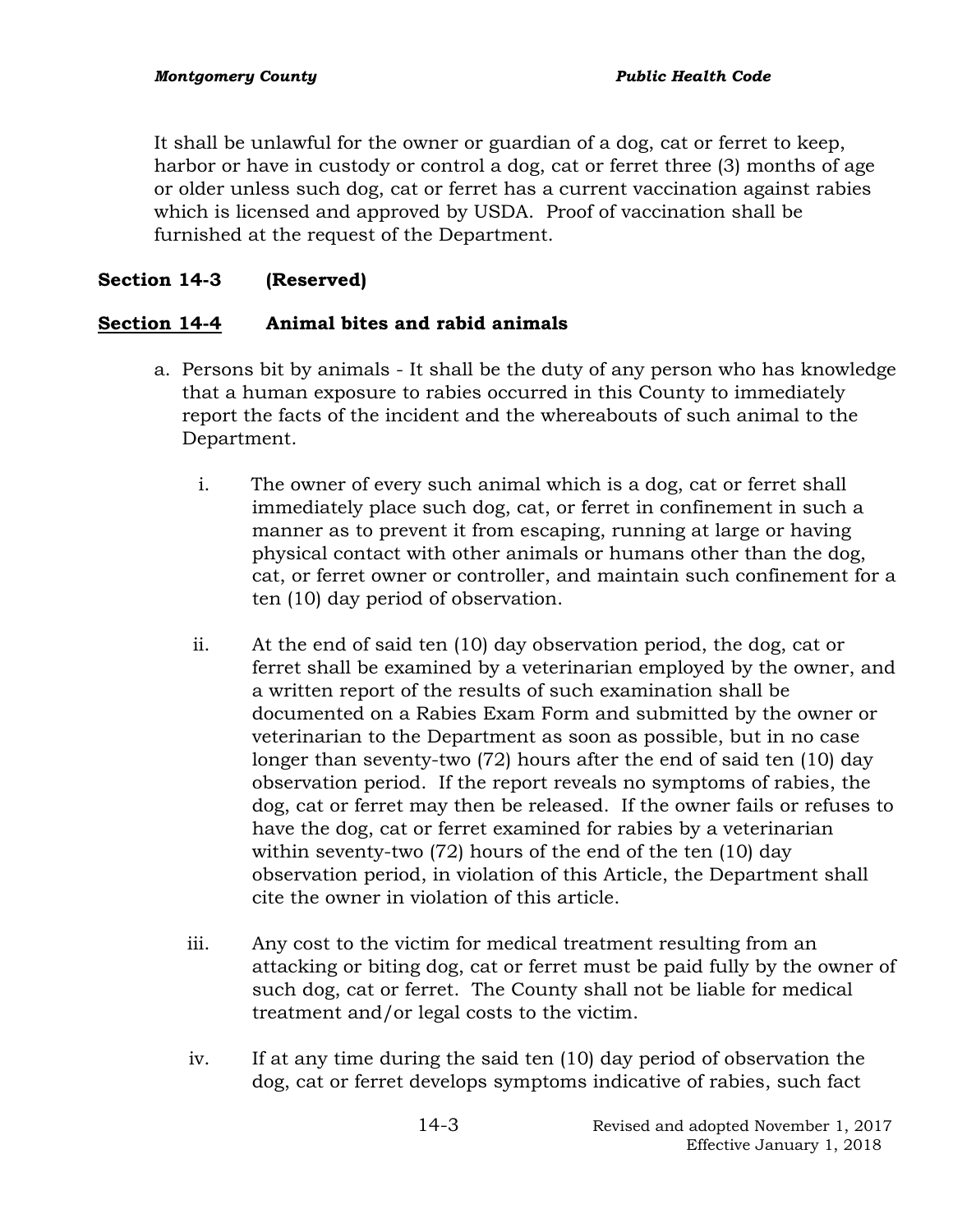It shall be unlawful for the owner or guardian of a dog, cat or ferret to keep, harbor or have in custody or control a dog, cat or ferret three (3) months of age or older unless such dog, cat or ferret has a current vaccination against rabies which is licensed and approved by USDA. Proof of vaccination shall be furnished at the request of the Department.

**Section 14-3 (Reserved)**

**<u>Section 14-4</u> Animal bites and rabid animals**

a. Persons bit by animals - It shall be the duty of any person who has knowledge that a human exposure to rabies occurred in this County to immediately report the facts of the incident and the whereabouts of such animal to the Department.

   i. The owner of every such animal which is a dog, cat or ferret shall immediately place such dog, cat, or ferret in confinement in such a manner as to prevent it from escaping, running at large or having physical contact with other animals or humans other than the dog, cat, or ferret owner or controller, and maintain such confinement for a ten (10) day period of observation.

   ii. At the end of said ten (10) day observation period, the dog, cat or ferret shall be examined by a veterinarian employed by the owner, and a written report of the results of such examination shall be documented on a Rabies Exam Form and submitted by the owner or veterinarian to the Department as soon as possible, but in no case longer than seventy-two (72) hours after the end of said ten (10) day observation period. If the report reveals no symptoms of rabies, the dog, cat or ferret may then be released. If the owner fails or refuses to have the dog, cat or ferret examined for rabies by a veterinarian within seventy-two (72) hours of the end of the ten (10) day observation period, in violation of this Article, the Department shall cite the owner in violation of this article.

   iii. Any cost to the victim for medical treatment resulting from an attacking or biting dog, cat or ferret must be paid fully by the owner of such dog, cat or ferret. The County shall not be liable for medical treatment and/or legal costs to the victim.

   iv. If at any time during the said ten (10) day period of observation the dog, cat or ferret develops symptoms indicative of rabies, such fact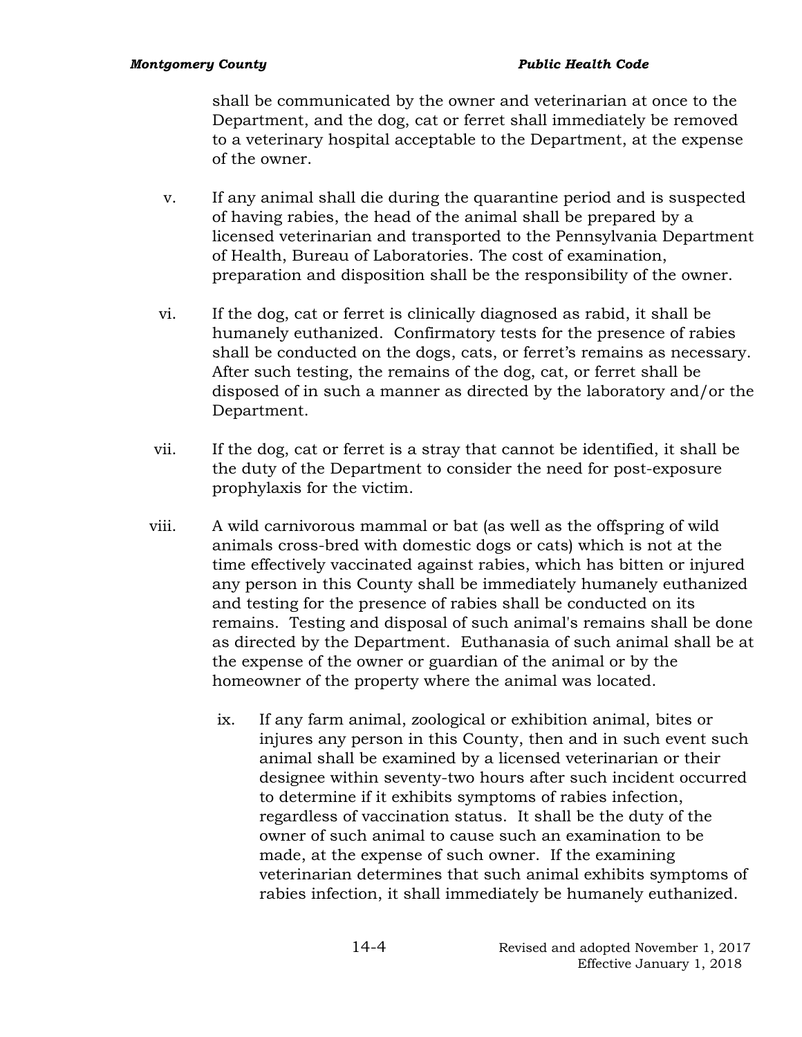shall be communicated by the owner and veterinarian at once to the Department, and the dog, cat or ferret shall immediately be removed to a veterinary hospital acceptable to the Department, at the expense of the owner.

v. If any animal shall die during the quarantine period and is suspected of having rabies, the head of the animal shall be prepared by a licensed veterinarian and transported to the Pennsylvania Department of Health, Bureau of Laboratories. The cost of examination, preparation and disposition shall be the responsibility of the owner.

vi. If the dog, cat or ferret is clinically diagnosed as rabid, it shall be humanely euthanized. Confirmatory tests for the presence of rabies shall be conducted on the dogs, cats, or ferret's remains as necessary. After such testing, the remains of the dog, cat, or ferret shall be disposed of in such a manner as directed by the laboratory and/or the Department.

vii. If the dog, cat or ferret is a stray that cannot be identified, it shall be the duty of the Department to consider the need for post-exposure prophylaxis for the victim.

viii. A wild carnivorous mammal or bat (as well as the offspring of wild animals cross-bred with domestic dogs or cats) which is not at the time effectively vaccinated against rabies, which has bitten or injured any person in this County shall be immediately humanely euthanized and testing for the presence of rabies shall be conducted on its remains. Testing and disposal of such animal's remains shall be done as directed by the Department. Euthanasia of such animal shall be at the expense of the owner or guardian of the animal or by the homeowner of the property where the animal was located.

ix. If any farm animal, zoological or exhibition animal, bites or injures any person in this County, then and in such event such animal shall be examined by a licensed veterinarian or their designee within seventy-two hours after such incident occurred to determine if it exhibits symptoms of rabies infection, regardless of vaccination status. It shall be the duty of the owner of such animal to cause such an examination to be made, at the expense of such owner. If the examining veterinarian determines that such animal exhibits symptoms of rabies infection, it shall immediately be humanely euthanized.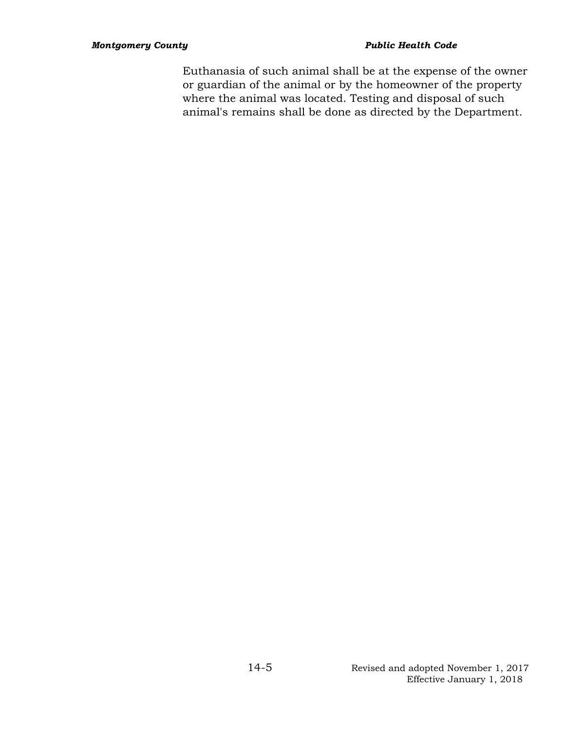Euthanasia of such animal shall be at the expense of the owner or guardian of the animal or by the homeowner of the property where the animal was located. Testing and disposal of such animal's remains shall be done as directed by the Department.